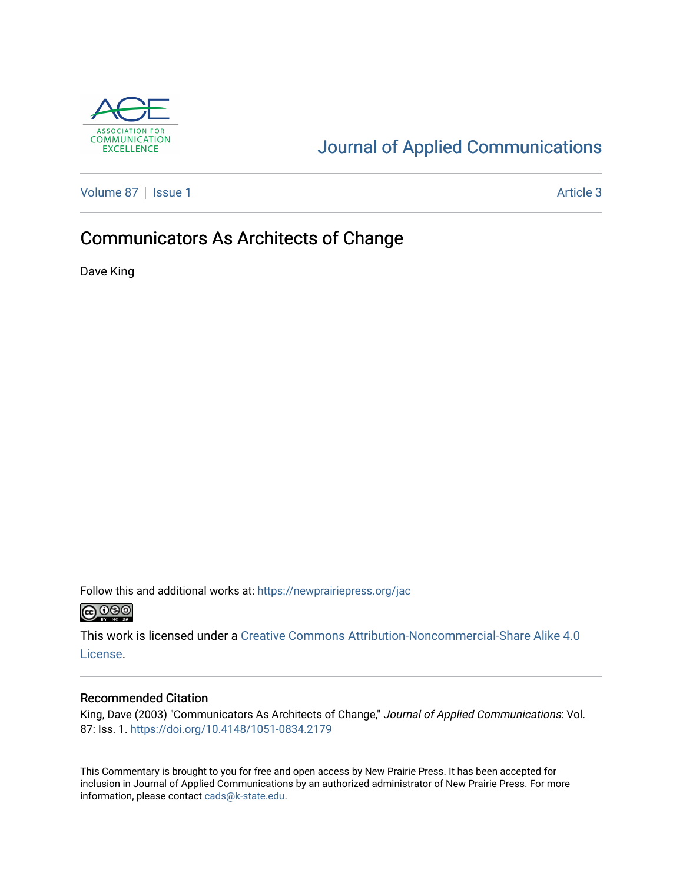Journal of Applied Communications

Volume 87 | Issue 1 | Article 3

# Communicators As Architects of Change

Dave King

Follow this and additional works at: https://newprairiepress.org/jac

This work is licensed under a Creative Commons Attribution-Noncommercial-Share Alike 4.0 License.

## Recommended Citation

King, Dave (2003) "Communicators As Architects of Change," *Journal of Applied Communications*: Vol. 87: Iss. 1. https://doi.org/10.4148/1051-0834.2179

This Commentary is brought to you for free and open access by New Prairie Press. It has been accepted for inclusion in Journal of Applied Communications by an authorized administrator of New Prairie Press. For more information, please contact cads@k-state.edu.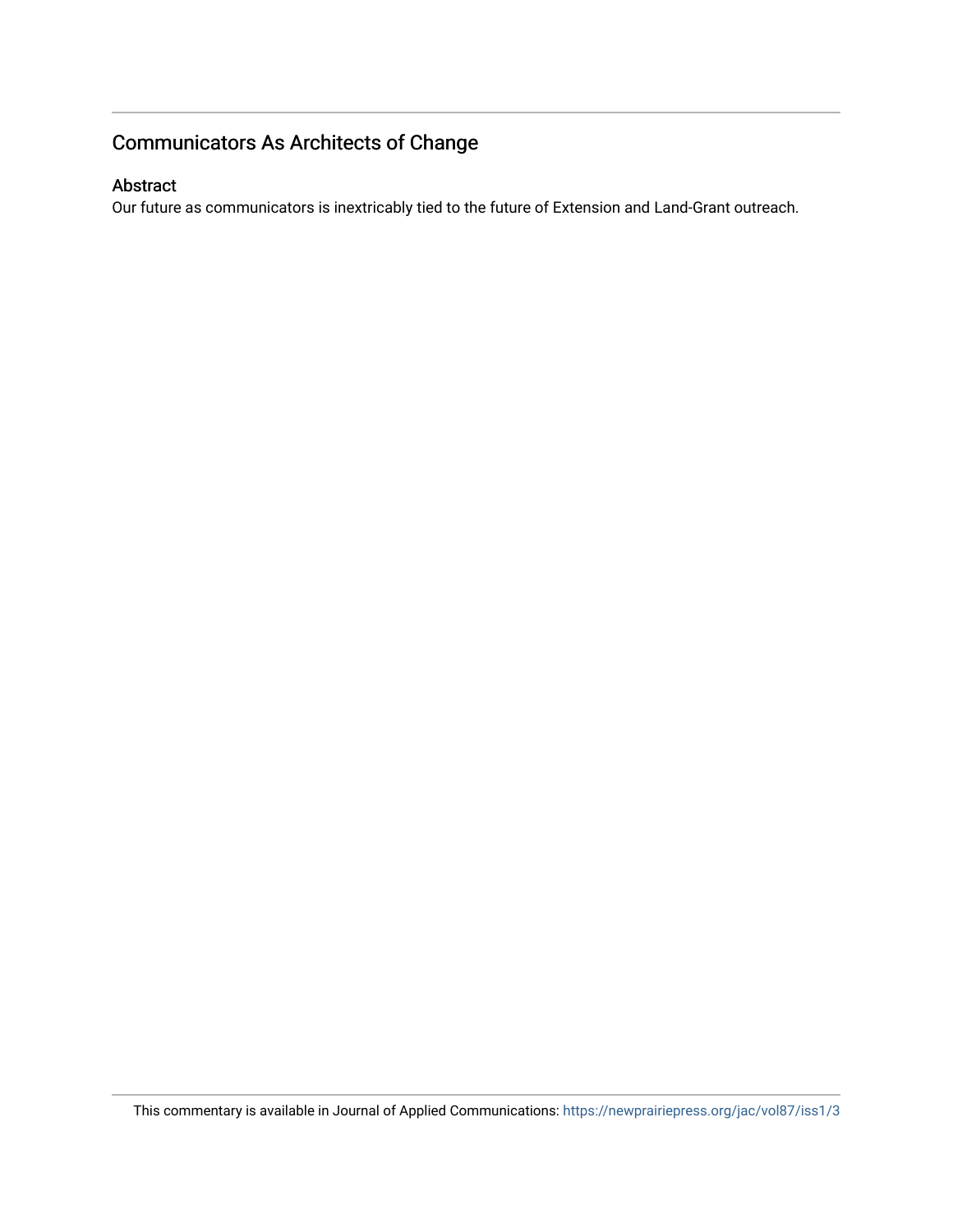## Communicators As Architects of Change

### Abstract

Our future as communicators is inextricably tied to the future of Extension and Land-Grant outreach.

This commentary is available in Journal of Applied Communications: https://newprairiepress.org/jac/vol87/iss1/3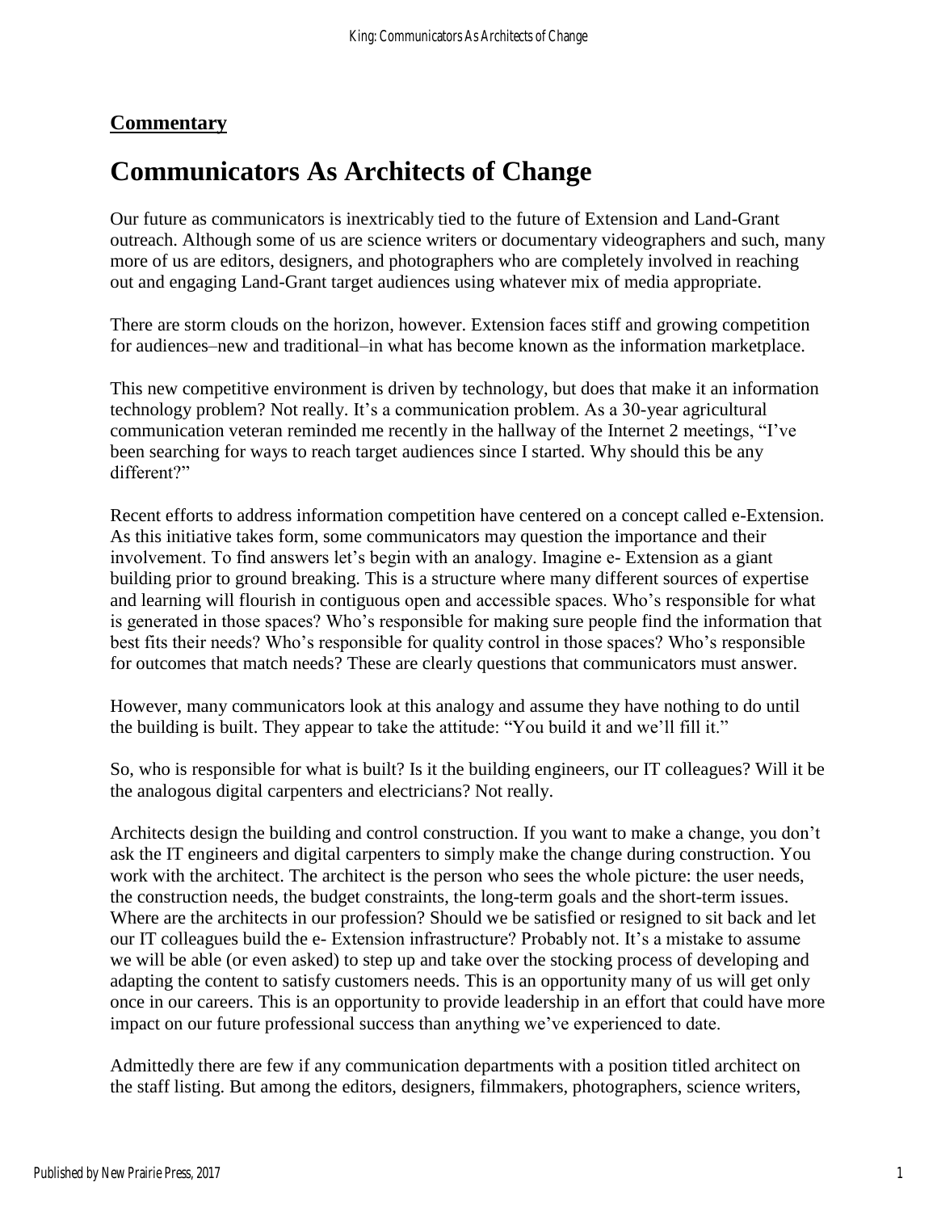## **Commentary**

# Communicators As Architects of Change

Our future as communicators is inextricably tied to the future of Extension and Land-Grant outreach. Although some of us are science writers or documentary videographers and such, many more of us are editors, designers, and photographers who are completely involved in reaching out and engaging Land-Grant target audiences using whatever mix of media appropriate.

There are storm clouds on the horizon, however. Extension faces stiff and growing competition for audiences–new and traditional–in what has become known as the information marketplace.

This new competitive environment is driven by technology, but does that make it an information technology problem? Not really. It's a communication problem. As a 30-year agricultural communication veteran reminded me recently in the hallway of the Internet 2 meetings, "I've been searching for ways to reach target audiences since I started. Why should this be any different?"

Recent efforts to address information competition have centered on a concept called e-Extension. As this initiative takes form, some communicators may question the importance and their involvement. To find answers let's begin with an analogy. Imagine e- Extension as a giant building prior to ground breaking. This is a structure where many different sources of expertise and learning will flourish in contiguous open and accessible spaces. Who's responsible for what is generated in those spaces? Who's responsible for making sure people find the information that best fits their needs? Who's responsible for quality control in those spaces? Who's responsible for outcomes that match needs? These are clearly questions that communicators must answer.

However, many communicators look at this analogy and assume they have nothing to do until the building is built. They appear to take the attitude: "You build it and we'll fill it."

So, who is responsible for what is built? Is it the building engineers, our IT colleagues? Will it be the analogous digital carpenters and electricians? Not really.

Architects design the building and control construction. If you want to make a change, you don't ask the IT engineers and digital carpenters to simply make the change during construction. You work with the architect. The architect is the person who sees the whole picture: the user needs, the construction needs, the budget constraints, the long-term goals and the short-term issues. Where are the architects in our profession? Should we be satisfied or resigned to sit back and let our IT colleagues build the e- Extension infrastructure? Probably not. It's a mistake to assume we will be able (or even asked) to step up and take over the stocking process of developing and adapting the content to satisfy customers needs. This is an opportunity many of us will get only once in our careers. This is an opportunity to provide leadership in an effort that could have more impact on our future professional success than anything we've experienced to date.

Admittedly there are few if any communication departments with a position titled architect on the staff listing. But among the editors, designers, filmmakers, photographers, science writers,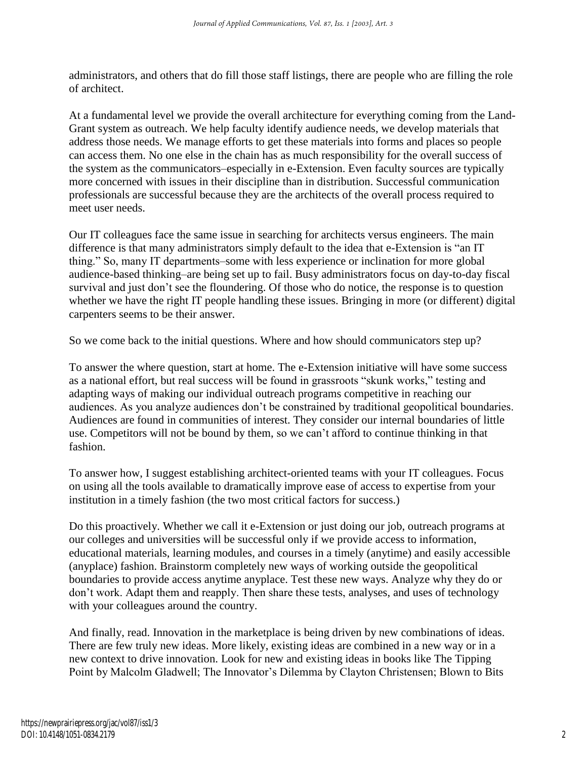administrators, and others that do fill those staff listings, there are people who are filling the role of architect.

At a fundamental level we provide the overall architecture for everything coming from the Land-Grant system as outreach. We help faculty identify audience needs, we develop materials that address those needs. We manage efforts to get these materials into forms and places so people can access them. No one else in the chain has as much responsibility for the overall success of the system as the communicators–especially in e-Extension. Even faculty sources are typically more concerned with issues in their discipline than in distribution. Successful communication professionals are successful because they are the architects of the overall process required to meet user needs.

Our IT colleagues face the same issue in searching for architects versus engineers. The main difference is that many administrators simply default to the idea that e-Extension is "an IT thing." So, many IT departments–some with less experience or inclination for more global audience-based thinking–are being set up to fail. Busy administrators focus on day-to-day fiscal survival and just don't see the floundering. Of those who do notice, the response is to question whether we have the right IT people handling these issues. Bringing in more (or different) digital carpenters seems to be their answer.

So we come back to the initial questions. Where and how should communicators step up?

To answer the where question, start at home. The e-Extension initiative will have some success as a national effort, but real success will be found in grassroots "skunk works," testing and adapting ways of making our individual outreach programs competitive in reaching our audiences. As you analyze audiences don't be constrained by traditional geopolitical boundaries. Audiences are found in communities of interest. They consider our internal boundaries of little use. Competitors will not be bound by them, so we can't afford to continue thinking in that fashion.

To answer how, I suggest establishing architect-oriented teams with your IT colleagues. Focus on using all the tools available to dramatically improve ease of access to expertise from your institution in a timely fashion (the two most critical factors for success.)

Do this proactively. Whether we call it e-Extension or just doing our job, outreach programs at our colleges and universities will be successful only if we provide access to information, educational materials, learning modules, and courses in a timely (anytime) and easily accessible (anyplace) fashion. Brainstorm completely new ways of working outside the geopolitical boundaries to provide access anytime anyplace. Test these new ways. Analyze why they do or don't work. Adapt them and reapply. Then share these tests, analyses, and uses of technology with your colleagues around the country.

And finally, read. Innovation in the marketplace is being driven by new combinations of ideas. There are few truly new ideas. More likely, existing ideas are combined in a new way or in a new context to drive innovation. Look for new and existing ideas in books like The Tipping Point by Malcolm Gladwell; The Innovator's Dilemma by Clayton Christensen; Blown to Bits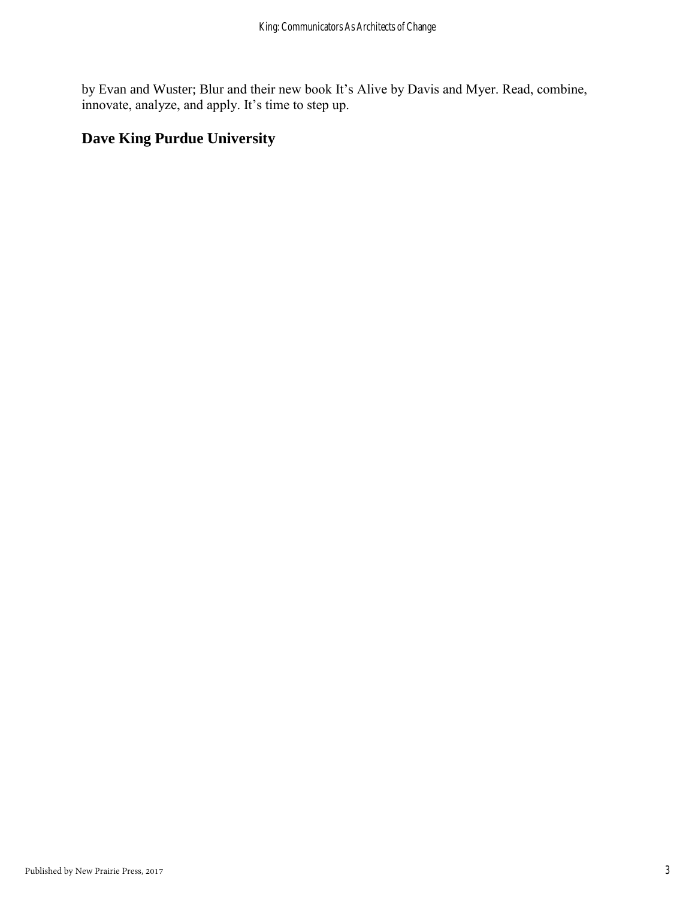by Evan and Wuster; Blur and their new book It's Alive by Davis and Myer. Read, combine, innovate, analyze, and apply. It's time to step up.

## Dave King Purdue University